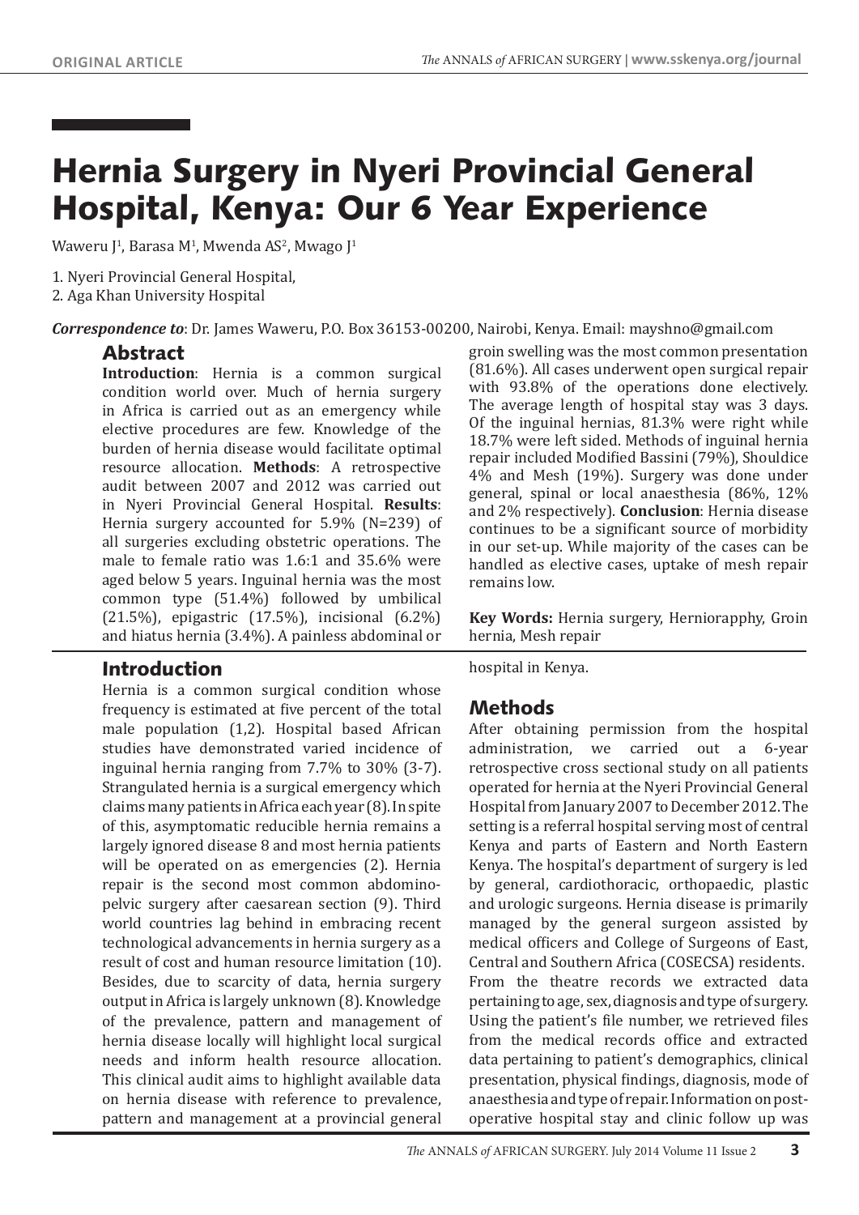ORIGINAL ARTICLE

# Hernia Surgery in Nyeri Provincial General Hospital, Kenya: Our 6 Year Experience

Waweru J[1], Barasa M[1], Mwenda AS[2], Mwago J[1]

1. Nyeri Provincial General Hospital,
2. Aga Khan University Hospital

***Correspondence to***: Dr. James Waweru, P.O. Box 36153-00200, Nairobi, Kenya. Email: mayshno@gmail.com

## Abstract

**Introduction**: Hernia is a common surgical condition world over. Much of hernia surgery in Africa is carried out as an emergency while elective procedures are few. Knowledge of the burden of hernia disease would facilitate optimal resource allocation. **Methods**: A retrospective audit between 2007 and 2012 was carried out in Nyeri Provincial General Hospital. **Results**: Hernia surgery accounted for 5.9% (N=239) of all surgeries excluding obstetric operations. The male to female ratio was 1.6:1 and 35.6% were aged below 5 years. Inguinal hernia was the most common type (51.4%) followed by umbilical (21.5%), epigastric (17.5%), incisional (6.2%) and hiatus hernia (3.4%). A painless abdominal or groin swelling was the most common presentation (81.6%). All cases underwent open surgical repair with 93.8% of the operations done electively. The average length of hospital stay was 3 days. Of the inguinal hernias, 81.3% were right while 18.7% were left sided. Methods of inguinal hernia repair included Modified Bassini (79%), Shouldice 4% and Mesh (19%). Surgery was done under general, spinal or local anaesthesia (86%, 12% and 2% respectively). **Conclusion**: Hernia disease continues to be a significant source of morbidity in our set-up. While majority of the cases can be handled as elective cases, uptake of mesh repair remains low.

**Key Words:** Hernia surgery, Herniorapphy, Groin hernia, Mesh repair

## Introduction

Hernia is a common surgical condition whose frequency is estimated at five percent of the total male population (1,2). Hospital based African studies have demonstrated varied incidence of inguinal hernia ranging from 7.7% to 30% (3-7). Strangulated hernia is a surgical emergency which claims many patients in Africa each year (8). In spite of this, asymptomatic reducible hernia remains a largely ignored disease 8 and most hernia patients will be operated on as emergencies (2). Hernia repair is the second most common abdomino-pelvic surgery after caesarean section (9). Third world countries lag behind in embracing recent technological advancements in hernia surgery as a result of cost and human resource limitation (10). Besides, due to scarcity of data, hernia surgery output in Africa is largely unknown (8). Knowledge of the prevalence, pattern and management of hernia disease locally will highlight local surgical needs and inform health resource allocation. This clinical audit aims to highlight available data on hernia disease with reference to prevalence, pattern and management at a provincial general hospital in Kenya.

## Methods

After obtaining permission from the hospital administration, we carried out a 6-year retrospective cross sectional study on all patients operated for hernia at the Nyeri Provincial General Hospital from January 2007 to December 2012. The setting is a referral hospital serving most of central Kenya and parts of Eastern and North Eastern Kenya. The hospital's department of surgery is led by general, cardiothoracic, orthopaedic, plastic and urologic surgeons. Hernia disease is primarily managed by the general surgeon assisted by medical officers and College of Surgeons of East, Central and Southern Africa (COSECSA) residents. From the theatre records we extracted data pertaining to age, sex, diagnosis and type of surgery. Using the patient's file number, we retrieved files from the medical records office and extracted data pertaining to patient's demographics, clinical presentation, physical findings, diagnosis, mode of anaesthesia and type of repair. Information on post-operative hospital stay and clinic follow up was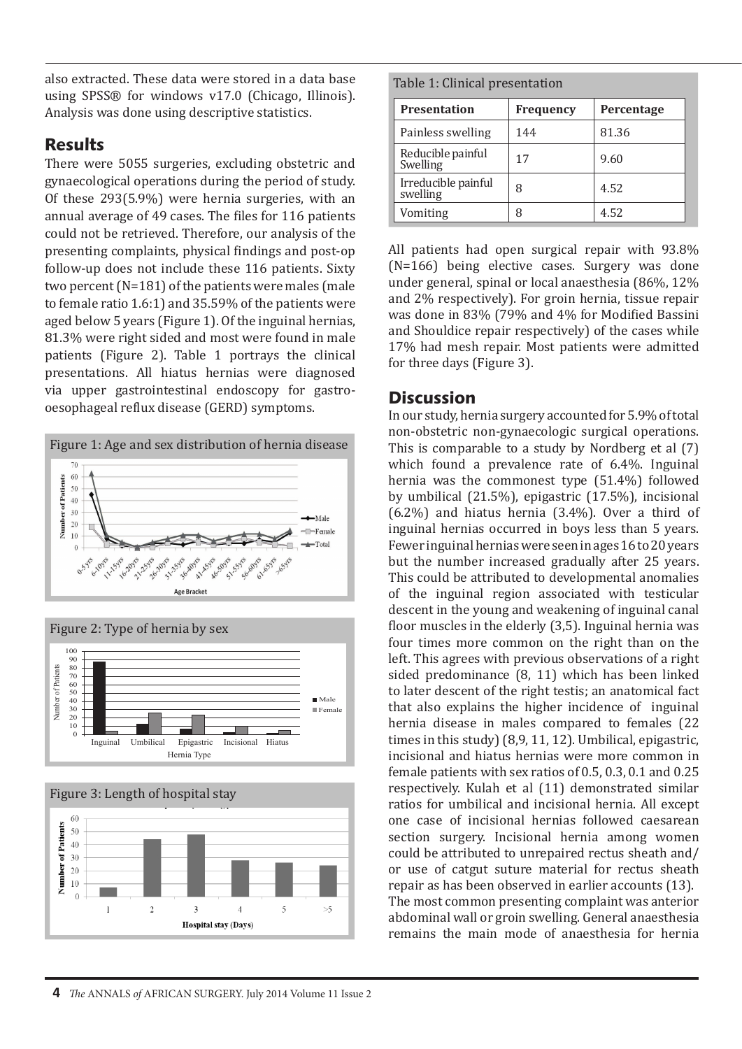also extracted. These data were stored in a data base using SPSS® for windows v17.0 (Chicago, Illinois). Analysis was done using descriptive statistics.

## Results

There were 5055 surgeries, excluding obstetric and gynaecological operations during the period of study. Of these 293(5.9%) were hernia surgeries, with an annual average of 49 cases. The files for 116 patients could not be retrieved. Therefore, our analysis of the presenting complaints, physical findings and post-op follow-up does not include these 116 patients. Sixty two percent (N=181) of the patients were males (male to female ratio 1.6:1) and 35.59% of the patients were aged below 5 years (Figure 1). Of the inguinal hernias, 81.3% were right sided and most were found in male patients (Figure 2). Table 1 portrays the clinical presentations. All hiatus hernias were diagnosed via upper gastrointestinal endoscopy for gastro-oesophageal reflux disease (GERD) symptoms.

Figure 1: Age and sex distribution of hernia disease

Figure 2: Type of hernia by sex

Figure 3: Length of hospital stay

Table 1: Clinical presentation

| Presentation | Frequency | Percentage |
|---|---|---|
| Painless swelling | 144 | 81.36 |
| Reducible painful Swelling | 17 | 9.60 |
| Irreducible painful swelling | 8 | 4.52 |
| Vomiting | 8 | 4.52 |

All patients had open surgical repair with 93.8% (N=166) being elective cases. Surgery was done under general, spinal or local anaesthesia (86%, 12% and 2% respectively). For groin hernia, tissue repair was done in 83% (79% and 4% for Modified Bassini and Shouldice repair respectively) of the cases while 17% had mesh repair. Most patients were admitted for three days (Figure 3).

## Discussion

In our study, hernia surgery accounted for 5.9% of total non-obstetric non-gynaecologic surgical operations. This is comparable to a study by Nordberg et al (7) which found a prevalence rate of 6.4%. Inguinal hernia was the commonest type (51.4%) followed by umbilical (21.5%), epigastric (17.5%), incisional (6.2%) and hiatus hernia (3.4%). Over a third of inguinal hernias occurred in boys less than 5 years. Fewer inguinal hernias were seen in ages 16 to 20 years but the number increased gradually after 25 years. This could be attributed to developmental anomalies of the inguinal region associated with testicular descent in the young and weakening of inguinal canal floor muscles in the elderly (3,5). Inguinal hernia was four times more common on the right than on the left. This agrees with previous observations of a right sided predominance (8, 11) which has been linked to later descent of the right testis; an anatomical fact that also explains the higher incidence of inguinal hernia disease in males compared to females (22 times in this study) (8,9, 11, 12). Umbilical, epigastric, incisional and hiatus hernias were more common in female patients with sex ratios of 0.5, 0.3, 0.1 and 0.25 respectively. Kulah et al (11) demonstrated similar ratios for umbilical and incisional hernia. All except one case of incisional hernias followed caesarean section surgery. Incisional hernia among women could be attributed to unrepaired rectus sheath and/ or use of catgut suture material for rectus sheath repair as has been observed in earlier accounts (13).
The most common presenting complaint was anterior abdominal wall or groin swelling. General anaesthesia remains the main mode of anaesthesia for hernia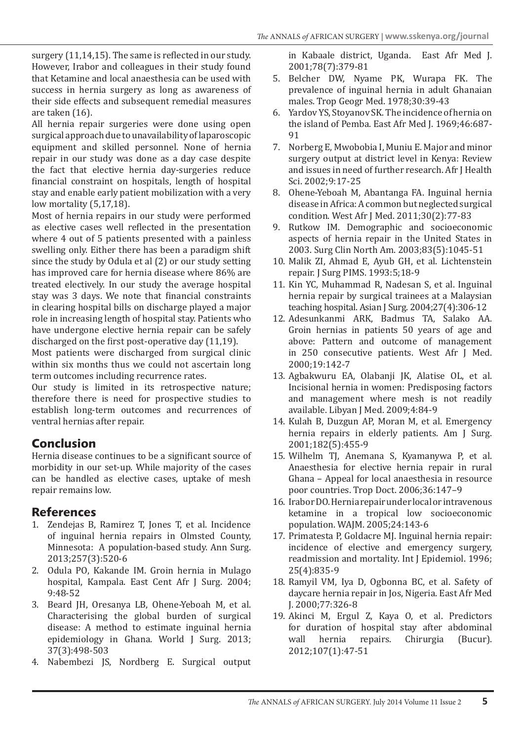surgery (11,14,15). The same is reflected in our study. However, Irabor and colleagues in their study found that Ketamine and local anaesthesia can be used with success in hernia surgery as long as awareness of their side effects and subsequent remedial measures are taken (16).

All hernia repair surgeries were done using open surgical approach due to unavailability of laparoscopic equipment and skilled personnel. None of hernia repair in our study was done as a day case despite the fact that elective hernia day-surgeries reduce financial constraint on hospitals, length of hospital stay and enable early patient mobilization with a very low mortality (5,17,18).

Most of hernia repairs in our study were performed as elective cases well reflected in the presentation where 4 out of 5 patients presented with a painless swelling only. Either there has been a paradigm shift since the study by Odula et al (2) or our study setting has improved care for hernia disease where 86% are treated electively. In our study the average hospital stay was 3 days. We note that financial constraints in clearing hospital bills on discharge played a major role in increasing length of hospital stay. Patients who have undergone elective hernia repair can be safely discharged on the first post-operative day (11,19).

Most patients were discharged from surgical clinic within six months thus we could not ascertain long term outcomes including recurrence rates.

Our study is limited in its retrospective nature; therefore there is need for prospective studies to establish long-term outcomes and recurrences of ventral hernias after repair.

## Conclusion

Hernia disease continues to be a significant source of morbidity in our set-up. While majority of the cases can be handled as elective cases, uptake of mesh repair remains low.

## References

1. Zendejas B, Ramirez T, Jones T, et al. Incidence of inguinal hernia repairs in Olmsted County, Minnesota: A population-based study. Ann Surg. 2013;257(3):520-6
2. Odula PO, Kakande IM. Groin hernia in Mulago hospital, Kampala. East Cent Afr J Surg. 2004; 9:48-52
3. Beard JH, Oresanya LB, Ohene-Yeboah M, et al. Characterising the global burden of surgical disease: A method to estimate inguinal hernia epidemiology in Ghana. World J Surg. 2013; 37(3):498-503
4. Nabembezi JS, Nordberg E. Surgical output in Kabaale district, Uganda. East Afr Med J. 2001;78(7):379-81
5. Belcher DW, Nyame PK, Wurapa FK. The prevalence of inguinal hernia in adult Ghanaian males. Trop Geogr Med. 1978;30:39-43
6. Yardov YS, Stoyanov SK. The incidence of hernia on the island of Pemba. East Afr Med J. 1969;46:687-91
7. Norberg E, Mwobobia I, Muniu E. Major and minor surgery output at district level in Kenya: Review and issues in need of further research. Afr J Health Sci. 2002;9:17-25
8. Ohene-Yeboah M, Abantanga FA. Inguinal hernia disease in Africa: A common but neglected surgical condition. West Afr J Med. 2011;30(2):77-83
9. Rutkow IM. Demographic and socioeconomic aspects of hernia repair in the United States in 2003. Surg Clin North Am. 2003;83(5):1045-51
10. Malik ZI, Ahmad E, Ayub GH, et al. Lichtenstein repair. J Surg PIMS. 1993:5;18-9
11. Kin YC, Muhammad R, Nadesan S, et al. Inguinal hernia repair by surgical trainees at a Malaysian teaching hospital. Asian J Surg. 2004;27(4):306-12
12. Adesunkanmi ARK, Badmus TA, Salako AA. Groin hernias in patients 50 years of age and above: Pattern and outcome of management in 250 consecutive patients. West Afr J Med. 2000;19:142-7
13. Agbakwuru EA, Olabanji JK, Alatise OL, et al. Incisional hernia in women: Predisposing factors and management where mesh is not readily available. Libyan J Med. 2009;4:84-9
14. Kulah B, Duzgun AP, Moran M, et al. Emergency hernia repairs in elderly patients. Am J Surg. 2001;182(5):455-9
15. Wilhelm TJ, Anemana S, Kyamanywa P, et al. Anaesthesia for elective hernia repair in rural Ghana – Appeal for local anaesthesia in resource poor countries. Trop Doct. 2006;36:147–9
16. Irabor DO. Hernia repair under local or intravenous ketamine in a tropical low socioeconomic population. WAJM. 2005;24:143-6
17. Primatesta P, Goldacre MJ. Inguinal hernia repair: incidence of elective and emergency surgery, readmission and mortality. Int J Epidemiol. 1996; 25(4):835-9
18. Ramyil VM, Iya D, Ogbonna BC, et al. Safety of daycare hernia repair in Jos, Nigeria. East Afr Med J. 2000;77:326-8
19. Akinci M, Ergul Z, Kaya O, et al. Predictors for duration of hospital stay after abdominal wall hernia repairs. Chirurgia (Bucur). 2012;107(1):47-51